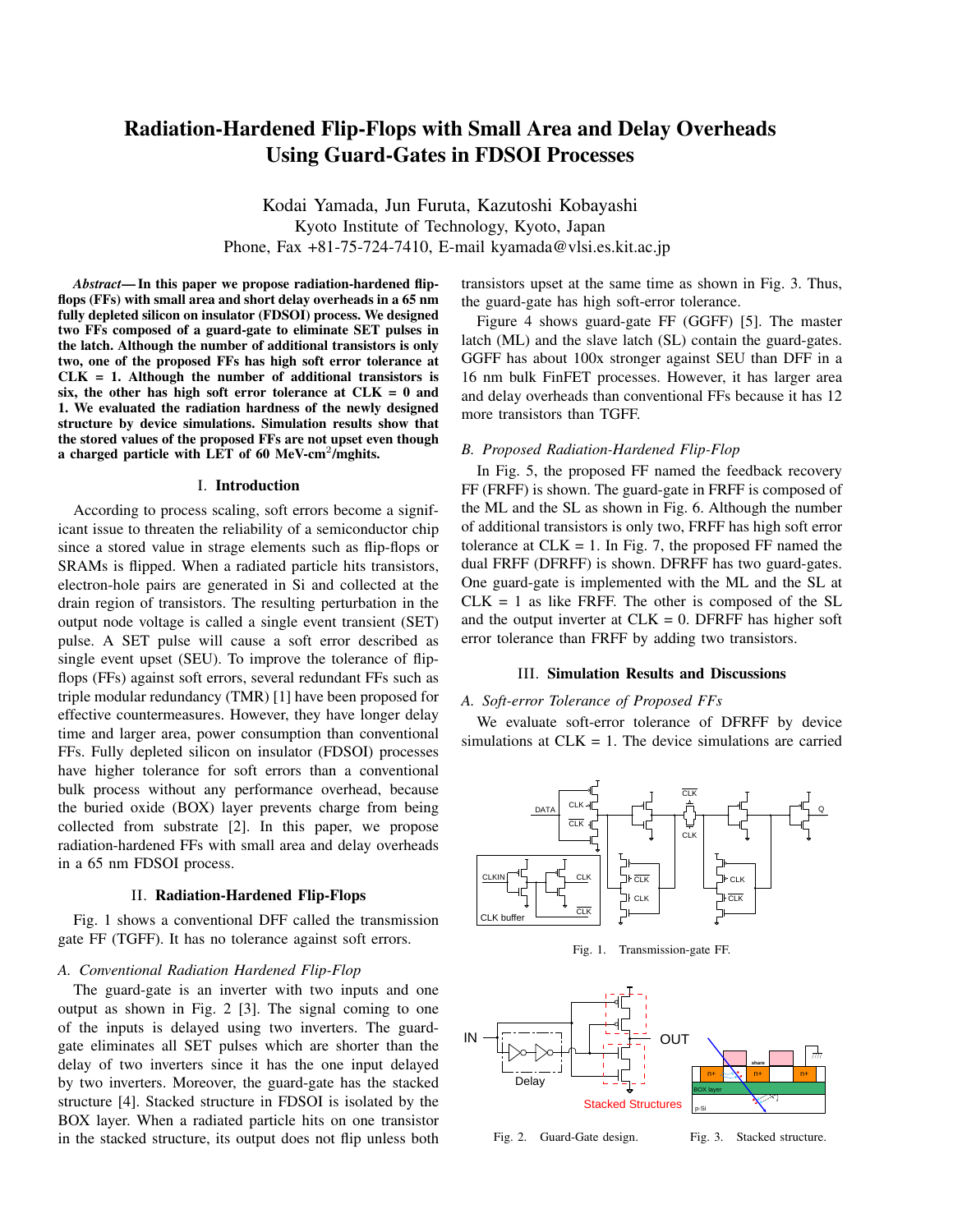# Radiation-Hardened Flip-Flops with Small Area and Delay Overheads Using Guard-Gates in FDSOI Processes

Kodai Yamada, Jun Furuta, Kazutoshi Kobayashi
Kyoto Institute of Technology, Kyoto, Japan
Phone, Fax +81-75-724-7410, E-mail kyamada@vlsi.es.kit.ac.jp

***Abstract*— In this paper we propose radiation-hardened flip-flops (FFs) with small area and short delay overheads in a 65 nm fully depleted silicon on insulator (FDSOI) process. We designed two FFs composed of a guard-gate to eliminate SET pulses in the latch. Although the number of additional transistors is only two, one of the proposed FFs has high soft error tolerance at CLK = 1. Although the number of additional transistors is six, the other has high soft error tolerance at CLK = 0 and 1. We evaluated the radiation hardness of the newly designed structure by device simulations. Simulation results show that the stored values of the proposed FFs are not upset even though a charged particle with LET of 60 MeV-cm$^2$/mghits.**

## I. Introduction

According to process scaling, soft errors become a significant issue to threaten the reliability of a semiconductor chip since a stored value in strage elements such as flip-flops or SRAMs is flipped. When a radiated particle hits transistors, electron-hole pairs are generated in Si and collected at the drain region of transistors. The resulting perturbation in the output node voltage is called a single event transient (SET) pulse. A SET pulse will cause a soft error described as single event upset (SEU). To improve the tolerance of flip-flops (FFs) against soft errors, several redundant FFs such as triple modular redundancy (TMR) [1] have been proposed for effective countermeasures. However, they have longer delay time and larger area, power consumption than conventional FFs. Fully depleted silicon on insulator (FDSOI) processes have higher tolerance for soft errors than a conventional bulk process without any performance overhead, because the buried oxide (BOX) layer prevents charge from being collected from substrate [2]. In this paper, we propose radiation-hardened FFs with small area and delay overheads in a 65 nm FDSOI process.

## II. Radiation-Hardened Flip-Flops

Fig. 1 shows a conventional DFF called the transmission gate FF (TGFF). It has no tolerance against soft errors.

### *A. Conventional Radiation Hardened Flip-Flop*

The guard-gate is an inverter with two inputs and one output as shown in Fig. 2 [3]. The signal coming to one of the inputs is delayed using two inverters. The guard-gate eliminates all SET pulses which are shorter than the delay of two inverters since it has the one input delayed by two inverters. Moreover, the guard-gate has the stacked structure [4]. Stacked structure in FDSOI is isolated by the BOX layer. When a radiated particle hits on one transistor in the stacked structure, its output does not flip unless both transistors upset at the same time as shown in Fig. 3. Thus, the guard-gate has high soft-error tolerance.

Figure 4 shows guard-gate FF (GGFF) [5]. The master latch (ML) and the slave latch (SL) contain the guard-gates. GGFF has about 100x stronger against SEU than DFF in a 16 nm bulk FinFET processes. However, it has larger area and delay overheads than conventional FFs because it has 12 more transistors than TGFF.

### *B. Proposed Radiation-Hardened Flip-Flop*

In Fig. 5, the proposed FF named the feedback recovery FF (FRFF) is shown. The guard-gate in FRFF is composed of the ML and the SL as shown in Fig. 6. Although the number of additional transistors is only two, FRFF has high soft error tolerance at CLK = 1. In Fig. 7, the proposed FF named the dual FRFF (DFRFF) is shown. DFRFF has two guard-gates. One guard-gate is implemented with the ML and the SL at CLK = 1 as like FRFF. The other is composed of the SL and the output inverter at CLK = 0. DFRFF has higher soft error tolerance than FRFF by adding two transistors.

## III. Simulation Results and Discussions

### *A. Soft-error Tolerance of Proposed FFs*

We evaluate soft-error tolerance of DFRFF by device simulations at CLK = 1. The device simulations are carried

Fig. 1. Transmission-gate FF.

Fig. 2. Guard-Gate design.

Fig. 3. Stacked structure.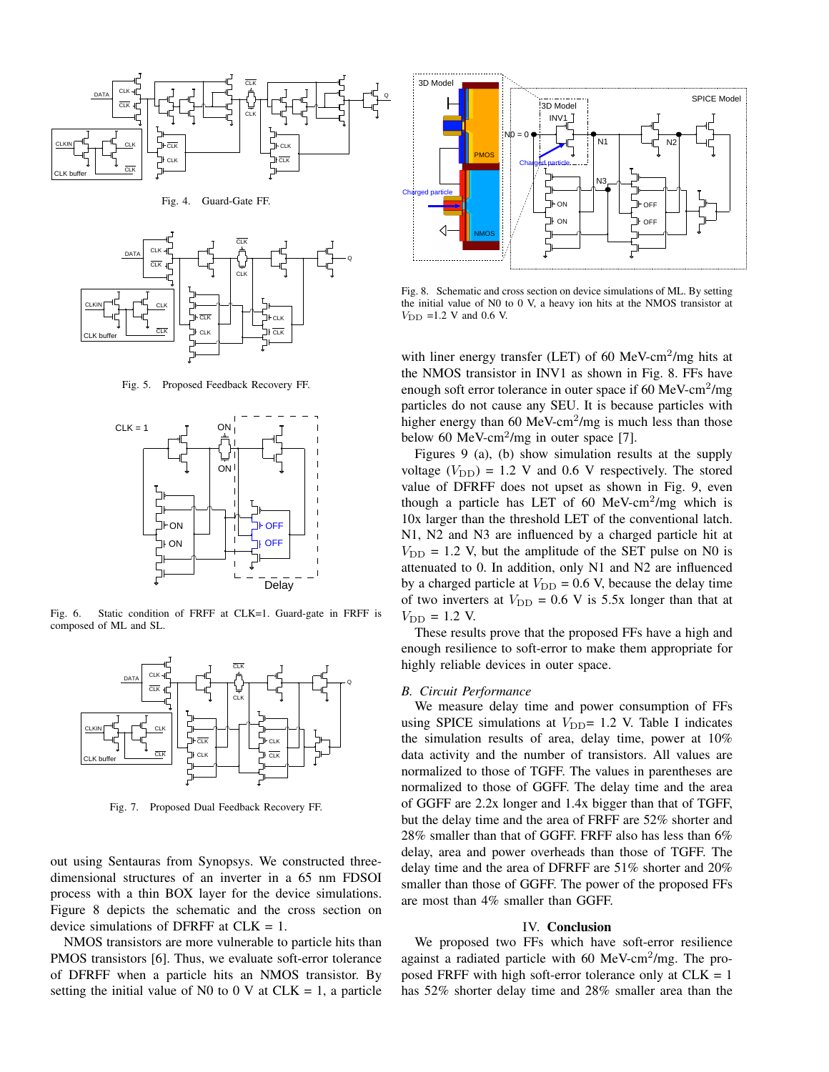Fig. 4. Guard-Gate FF.

Fig. 5. Proposed Feedback Recovery FF.

Fig. 6. Static condition of FRFF at CLK=1. Guard-gate in FRFF is composed of ML and SL.

Fig. 7. Proposed Dual Feedback Recovery FF.

out using Sentauras from Synopsys. We constructed three-dimensional structures of an inverter in a 65 nm FDSOI process with a thin BOX layer for the device simulations. Figure 8 depicts the schematic and the cross section on device simulations of DFRFF at CLK = 1.

NMOS transistors are more vulnerable to particle hits than PMOS transistors [6]. Thus, we evaluate soft-error tolerance of DFRFF when a particle hits an NMOS transistor. By setting the initial value of N0 to 0 V at CLK = 1, a particle

Fig. 8. Schematic and cross section on device simulations of ML. By setting the initial value of N0 to 0 V, a heavy ion hits at the NMOS transistor at $V_{\mathrm{DD}}$ =1.2 V and 0.6 V.

with liner energy transfer (LET) of 60 MeV-cm$^2$/mg hits at the NMOS transistor in INV1 as shown in Fig. 8. FFs have enough soft error tolerance in outer space if 60 MeV-cm$^2$/mg particles do not cause any SEU. It is because particles with higher energy than 60 MeV-cm$^2$/mg is much less than those below 60 MeV-cm$^2$/mg in outer space [7].

Figures 9 (a), (b) show simulation results at the supply voltage ($V_{\mathrm{DD}}$) = 1.2 V and 0.6 V respectively. The stored value of DFRFF does not upset as shown in Fig. 9, even though a particle has LET of 60 MeV-cm$^2$/mg which is 10x larger than the threshold LET of the conventional latch. N1, N2 and N3 are influenced by a charged particle hit at $V_{\mathrm{DD}}$ = 1.2 V, but the amplitude of the SET pulse on N0 is attenuated to 0. In addition, only N1 and N2 are influenced by a charged particle at $V_{\mathrm{DD}}$ = 0.6 V, because the delay time of two inverters at $V_{\mathrm{DD}}$ = 0.6 V is 5.5x longer than that at $V_{\mathrm{DD}}$ = 1.2 V.

These results prove that the proposed FFs have a high and enough resilience to soft-error to make them appropriate for highly reliable devices in outer space.

### *B. Circuit Performance*

We measure delay time and power consumption of FFs using SPICE simulations at $V_{\mathrm{DD}}$= 1.2 V. Table I indicates the simulation results of area, delay time, power at 10% data activity and the number of transistors. All values are normalized to those of TGFF. The values in parentheses are normalized to those of GGFF. The delay time and the area of GGFF are 2.2x longer and 1.4x bigger than that of TGFF, but the delay time and the area of FRFF are 52% shorter and 28% smaller than that of GGFF. FRFF also has less than 6% delay, area and power overheads than those of TGFF. The delay time and the area of DFRFF are 51% shorter and 20% smaller than those of GGFF. The power of the proposed FFs are most than 4% smaller than GGFF.

## IV. Conclusion

We proposed two FFs which have soft-error resilience against a radiated particle with 60 MeV-cm$^2$/mg. The proposed FRFF with high soft-error tolerance only at CLK = 1 has 52% shorter delay time and 28% smaller area than the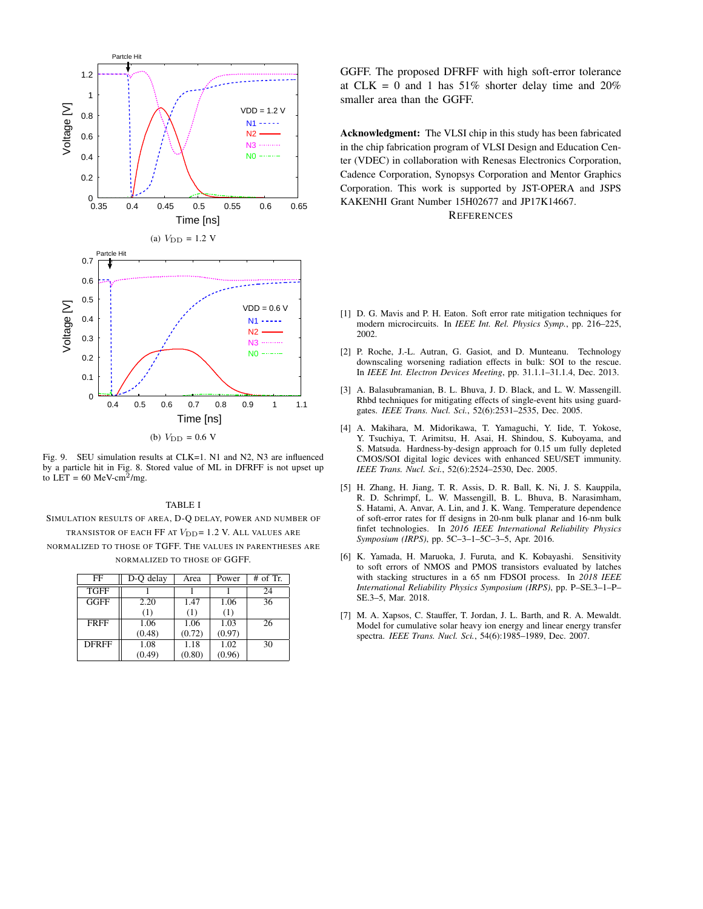Partcle Hit

1.2
1
0.8
0.6
0.4
0.2
0
0.35 0.4 0.45 0.5 0.55 0.6 0.65

Voltage [V]

Time [ns]

VDD = 1.2 V
N1
N2
N3
N0

(a) $V_{\mathrm{DD}}$ = 1.2 V

Partcle Hit

0.7
0.6
0.5
0.4
0.3
0.2
0.1
0
0.4 0.5 0.6 0.7 0.8 0.9 1 1.1

Voltage [V]

Time [ns]

VDD = 0.6 V
N1
N2
N3
N0

(b) $V_{\mathrm{DD}}$ = 0.6 V

Fig. 9. SEU simulation results at CLK=1. N1 and N2, N3 are influenced by a particle hit in Fig. 8. Stored value of ML in DFRFF is not upset up to LET = 60 MeV-cm$^2$/mg.

TABLE I

SIMULATION RESULTS OF AREA, D-Q DELAY, POWER AND NUMBER OF TRANSISTOR OF EACH FF AT $V_{\mathrm{DD}}$= 1.2 V. ALL VALUES ARE NORMALIZED TO THOSE OF TGFF. THE VALUES IN PARENTHESES ARE NORMALIZED TO THOSE OF GGFF.

| FF | D-Q delay | Area | Power | # of Tr. |
|---|---|---|---|---|
| TGFF | 1 | 1 | 1 | 24 |
| GGFF | 2.20 (1) | 1.47 (1) | 1.06 (1) | 36 |
| FRFF | 1.06 (0.48) | 1.06 (0.72) | 1.03 (0.97) | 26 |
| DFRFF | 1.08 (0.49) | 1.18 (0.80) | 1.02 (0.96) | 30 |

GGFF. The proposed DFRFF with high soft-error tolerance at CLK = 0 and 1 has 51% shorter delay time and 20% smaller area than the GGFF.

**Acknowledgment:** The VLSI chip in this study has been fabricated in the chip fabrication program of VLSI Design and Education Center (VDEC) in collaboration with Renesas Electronics Corporation, Cadence Corporation, Synopsys Corporation and Mentor Graphics Corporation. This work is supported by JST-OPERA and JSPS KAKENHI Grant Number 15H02677 and JP17K14667.

## REFERENCES

[1] D. G. Mavis and P. H. Eaton. Soft error rate mitigation techniques for modern microcircuits. In *IEEE Int. Rel. Physics Symp.*, pp. 216–225, 2002.

[2] P. Roche, J.-L. Autran, G. Gasiot, and D. Munteanu. Technology downscaling worsening radiation effects in bulk: SOI to the rescue. In *IEEE Int. Electron Devices Meeting*, pp. 31.1.1–31.1.4, Dec. 2013.

[3] A. Balasubramanian, B. L. Bhuva, J. D. Black, and L. W. Massengill. Rhbd techniques for mitigating effects of single-event hits using guard-gates. *IEEE Trans. Nucl. Sci.*, 52(6):2531–2535, Dec. 2005.

[4] A. Makihara, M. Midorikawa, T. Yamaguchi, Y. Iide, T. Yokose, Y. Tsuchiya, T. Arimitsu, H. Asai, H. Shindou, S. Kuboyama, and S. Matsuda. Hardness-by-design approach for 0.15 um fully depleted CMOS/SOI digital logic devices with enhanced SEU/SET immunity. *IEEE Trans. Nucl. Sci.*, 52(6):2524–2530, Dec. 2005.

[5] H. Zhang, H. Jiang, T. R. Assis, D. R. Ball, K. Ni, J. S. Kauppila, R. D. Schrimpf, L. W. Massengill, B. L. Bhuva, B. Narasimham, S. Hatami, A. Anvar, A. Lin, and J. K. Wang. Temperature dependence of soft-error rates for ff designs in 20-nm bulk planar and 16-nm bulk finfet technologies. In *2016 IEEE International Reliability Physics Symposium (IRPS)*, pp. 5C–3–1–5C–3–5, Apr. 2016.

[6] K. Yamada, H. Maruoka, J. Furuta, and K. Kobayashi. Sensitivity to soft errors of NMOS and PMOS transistors evaluated by latches with stacking structures in a 65 nm FDSOI process. In *2018 IEEE International Reliability Physics Symposium (IRPS)*, pp. P–SE.3–1–P–SE.3–5, Mar. 2018.

[7] M. A. Xapsos, C. Stauffer, T. Jordan, J. L. Barth, and R. A. Mewaldt. Model for cumulative solar heavy ion energy and linear energy transfer spectra. *IEEE Trans. Nucl. Sci.*, 54(6):1985–1989, Dec. 2007.